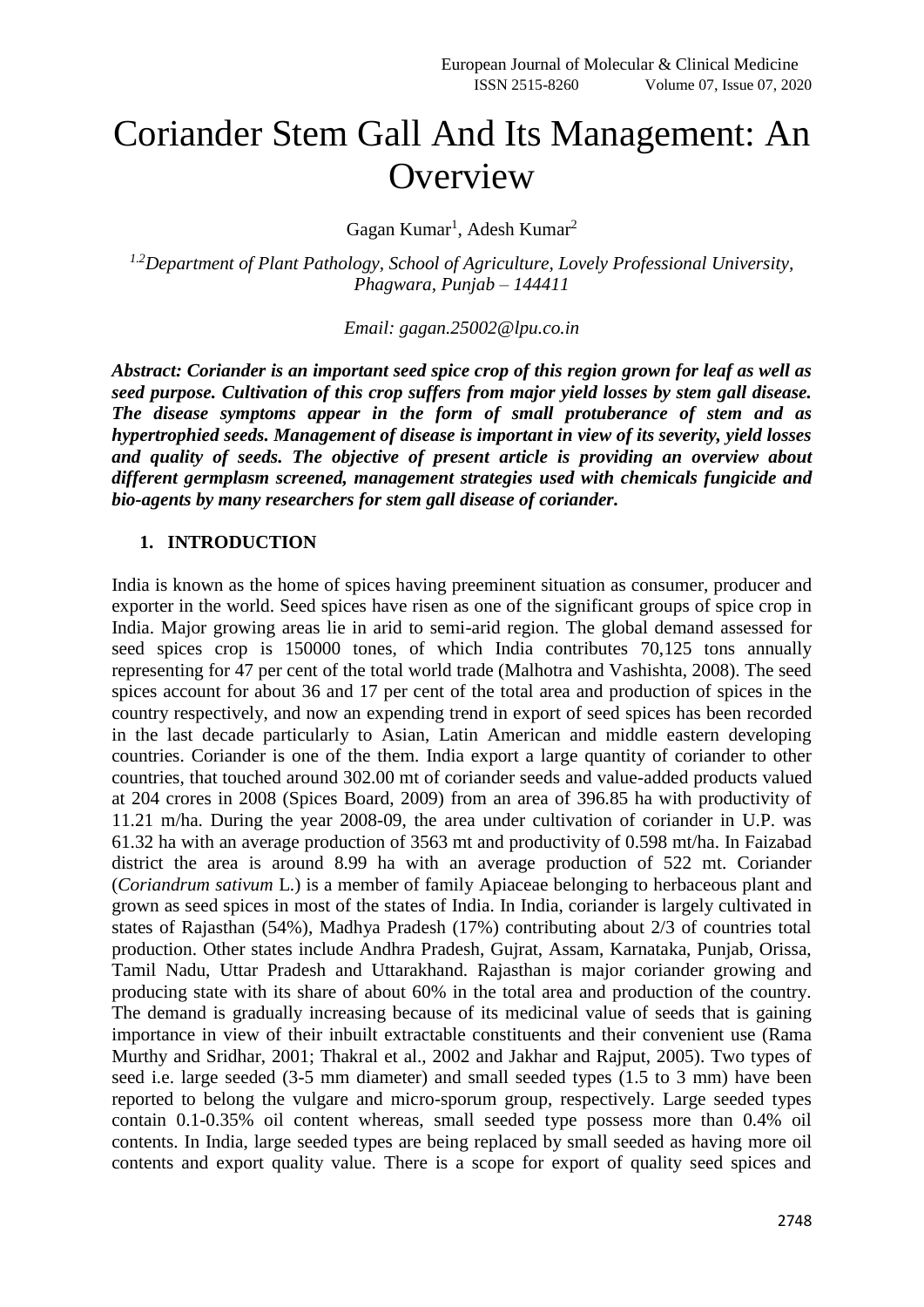# Coriander Stem Gall And Its Management: An Overview

Gagan Kumar[1], Adesh Kumar[2]

[1,2]*Department of Plant Pathology, School of Agriculture, Lovely Professional University, Phagwara, Punjab – 144411*

*Email: gagan.25002@lpu.co.in*

***Abstract: Coriander is an important seed spice crop of this region grown for leaf as well as seed purpose. Cultivation of this crop suffers from major yield losses by stem gall disease. The disease symptoms appear in the form of small protuberance of stem and as hypertrophied seeds. Management of disease is important in view of its severity, yield losses and quality of seeds. The objective of present article is providing an overview about different germplasm screened, management strategies used with chemicals fungicide and bio-agents by many researchers for stem gall disease of coriander.***

## 1. INTRODUCTION

India is known as the home of spices having preeminent situation as consumer, producer and exporter in the world. Seed spices have risen as one of the significant groups of spice crop in India. Major growing areas lie in arid to semi-arid region. The global demand assessed for seed spices crop is 150000 tones, of which India contributes 70,125 tons annually representing for 47 per cent of the total world trade (Malhotra and Vashishta, 2008). The seed spices account for about 36 and 17 per cent of the total area and production of spices in the country respectively, and now an expending trend in export of seed spices has been recorded in the last decade particularly to Asian, Latin American and middle eastern developing countries. Coriander is one of the them. India export a large quantity of coriander to other countries, that touched around 302.00 mt of coriander seeds and value-added products valued at 204 crores in 2008 (Spices Board, 2009) from an area of 396.85 ha with productivity of 11.21 m/ha. During the year 2008-09, the area under cultivation of coriander in U.P. was 61.32 ha with an average production of 3563 mt and productivity of 0.598 mt/ha. In Faizabad district the area is around 8.99 ha with an average production of 522 mt. Coriander (*Coriandrum sativum* L.) is a member of family Apiaceae belonging to herbaceous plant and grown as seed spices in most of the states of India. In India, coriander is largely cultivated in states of Rajasthan (54%), Madhya Pradesh (17%) contributing about 2/3 of countries total production. Other states include Andhra Pradesh, Gujrat, Assam, Karnataka, Punjab, Orissa, Tamil Nadu, Uttar Pradesh and Uttarakhand. Rajasthan is major coriander growing and producing state with its share of about 60% in the total area and production of the country. The demand is gradually increasing because of its medicinal value of seeds that is gaining importance in view of their inbuilt extractable constituents and their convenient use (Rama Murthy and Sridhar, 2001; Thakral et al., 2002 and Jakhar and Rajput, 2005). Two types of seed i.e. large seeded (3-5 mm diameter) and small seeded types (1.5 to 3 mm) have been reported to belong the vulgare and micro-sporum group, respectively. Large seeded types contain 0.1-0.35% oil content whereas, small seeded type possess more than 0.4% oil contents. In India, large seeded types are being replaced by small seeded as having more oil contents and export quality value. There is a scope for export of quality seed spices and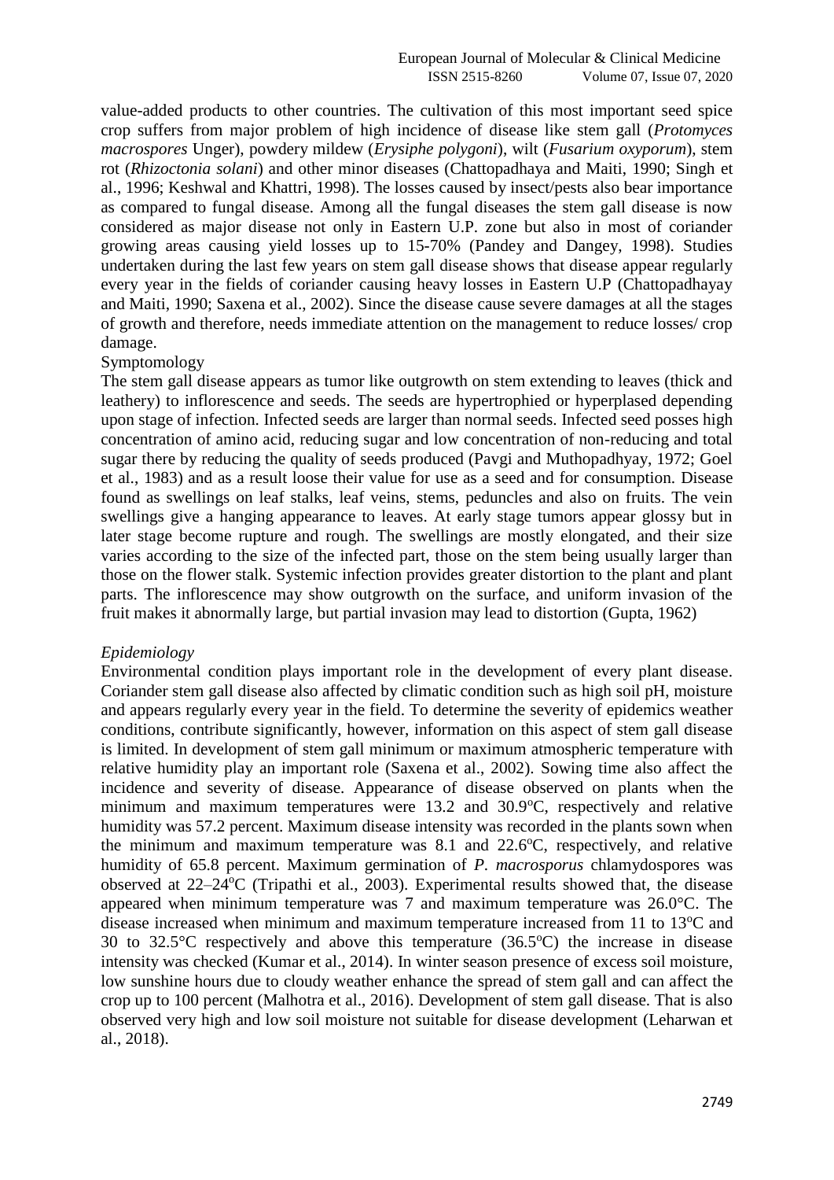value-added products to other countries. The cultivation of this most important seed spice crop suffers from major problem of high incidence of disease like stem gall (*Protomyces macrospores* Unger), powdery mildew (*Erysiphe polygoni*), wilt (*Fusarium oxyporum*), stem rot (*Rhizoctonia solani*) and other minor diseases (Chattopadhaya and Maiti, 1990; Singh et al., 1996; Keshwal and Khattri, 1998). The losses caused by insect/pests also bear importance as compared to fungal disease. Among all the fungal diseases the stem gall disease is now considered as major disease not only in Eastern U.P. zone but also in most of coriander growing areas causing yield losses up to 15-70% (Pandey and Dangey, 1998). Studies undertaken during the last few years on stem gall disease shows that disease appear regularly every year in the fields of coriander causing heavy losses in Eastern U.P (Chattopadhayay and Maiti, 1990; Saxena et al., 2002). Since the disease cause severe damages at all the stages of growth and therefore, needs immediate attention on the management to reduce losses/ crop damage.

Symptomology

The stem gall disease appears as tumor like outgrowth on stem extending to leaves (thick and leathery) to inflorescence and seeds. The seeds are hypertrophied or hyperplased depending upon stage of infection. Infected seeds are larger than normal seeds. Infected seed posses high concentration of amino acid, reducing sugar and low concentration of non-reducing and total sugar there by reducing the quality of seeds produced (Pavgi and Muthopadhyay, 1972; Goel et al., 1983) and as a result loose their value for use as a seed and for consumption. Disease found as swellings on leaf stalks, leaf veins, stems, peduncles and also on fruits. The vein swellings give a hanging appearance to leaves. At early stage tumors appear glossy but in later stage become rupture and rough. The swellings are mostly elongated, and their size varies according to the size of the infected part, those on the stem being usually larger than those on the flower stalk. Systemic infection provides greater distortion to the plant and plant parts. The inflorescence may show outgrowth on the surface, and uniform invasion of the fruit makes it abnormally large, but partial invasion may lead to distortion (Gupta, 1962)

*Epidemiology*

Environmental condition plays important role in the development of every plant disease. Coriander stem gall disease also affected by climatic condition such as high soil pH, moisture and appears regularly every year in the field. To determine the severity of epidemics weather conditions, contribute significantly, however, information on this aspect of stem gall disease is limited. In development of stem gall minimum or maximum atmospheric temperature with relative humidity play an important role (Saxena et al., 2002). Sowing time also affect the incidence and severity of disease. Appearance of disease observed on plants when the minimum and maximum temperatures were 13.2 and 30.9°C, respectively and relative humidity was 57.2 percent. Maximum disease intensity was recorded in the plants sown when the minimum and maximum temperature was 8.1 and 22.6°C, respectively, and relative humidity of 65.8 percent. Maximum germination of *P. macrosporus* chlamydospores was observed at 22–24°C (Tripathi et al., 2003). Experimental results showed that, the disease appeared when minimum temperature was 7 and maximum temperature was 26.0°C. The disease increased when minimum and maximum temperature increased from 11 to 13°C and 30 to 32.5°C respectively and above this temperature (36.5°C) the increase in disease intensity was checked (Kumar et al., 2014). In winter season presence of excess soil moisture, low sunshine hours due to cloudy weather enhance the spread of stem gall and can affect the crop up to 100 percent (Malhotra et al., 2016). Development of stem gall disease. That is also observed very high and low soil moisture not suitable for disease development (Leharwan et al., 2018).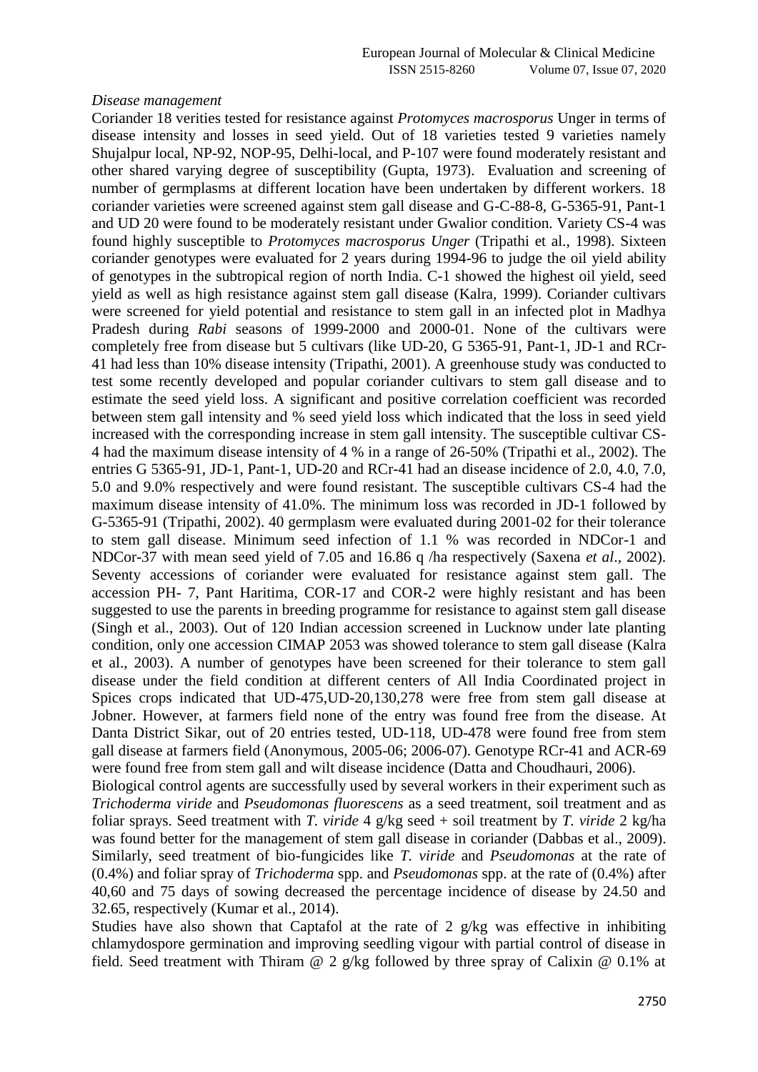*Disease management*

Coriander 18 verities tested for resistance against *Protomyces macrosporus* Unger in terms of disease intensity and losses in seed yield. Out of 18 varieties tested 9 varieties namely Shujalpur local, NP-92, NOP-95, Delhi-local, and P-107 were found moderately resistant and other shared varying degree of susceptibility (Gupta, 1973). Evaluation and screening of number of germplasms at different location have been undertaken by different workers. 18 coriander varieties were screened against stem gall disease and G-C-88-8, G-5365-91, Pant-1 and UD 20 were found to be moderately resistant under Gwalior condition. Variety CS-4 was found highly susceptible to *Protomyces macrosporus Unger* (Tripathi et al., 1998). Sixteen coriander genotypes were evaluated for 2 years during 1994-96 to judge the oil yield ability of genotypes in the subtropical region of north India. C-1 showed the highest oil yield, seed yield as well as high resistance against stem gall disease (Kalra, 1999). Coriander cultivars were screened for yield potential and resistance to stem gall in an infected plot in Madhya Pradesh during *Rabi* seasons of 1999-2000 and 2000-01. None of the cultivars were completely free from disease but 5 cultivars (like UD-20, G 5365-91, Pant-1, JD-1 and RCr-41 had less than 10% disease intensity (Tripathi, 2001). A greenhouse study was conducted to test some recently developed and popular coriander cultivars to stem gall disease and to estimate the seed yield loss. A significant and positive correlation coefficient was recorded between stem gall intensity and % seed yield loss which indicated that the loss in seed yield increased with the corresponding increase in stem gall intensity. The susceptible cultivar CS-4 had the maximum disease intensity of 4 % in a range of 26-50% (Tripathi et al., 2002). The entries G 5365-91, JD-1, Pant-1, UD-20 and RCr-41 had an disease incidence of 2.0, 4.0, 7.0, 5.0 and 9.0% respectively and were found resistant. The susceptible cultivars CS-4 had the maximum disease intensity of 41.0%. The minimum loss was recorded in JD-1 followed by G-5365-91 (Tripathi, 2002). 40 germplasm were evaluated during 2001-02 for their tolerance to stem gall disease. Minimum seed infection of 1.1 % was recorded in NDCor-1 and NDCor-37 with mean seed yield of 7.05 and 16.86 q /ha respectively (Saxena *et al*., 2002). Seventy accessions of coriander were evaluated for resistance against stem gall. The accession PH- 7, Pant Haritima, COR-17 and COR-2 were highly resistant and has been suggested to use the parents in breeding programme for resistance to against stem gall disease (Singh et al., 2003). Out of 120 Indian accession screened in Lucknow under late planting condition, only one accession CIMAP 2053 was showed tolerance to stem gall disease (Kalra et al., 2003). A number of genotypes have been screened for their tolerance to stem gall disease under the field condition at different centers of All India Coordinated project in Spices crops indicated that UD-475,UD-20,130,278 were free from stem gall disease at Jobner. However, at farmers field none of the entry was found free from the disease. At Danta District Sikar, out of 20 entries tested, UD-118, UD-478 were found free from stem gall disease at farmers field (Anonymous, 2005-06; 2006-07). Genotype RCr-41 and ACR-69 were found free from stem gall and wilt disease incidence (Datta and Choudhauri, 2006).

Biological control agents are successfully used by several workers in their experiment such as *Trichoderma viride* and *Pseudomonas fluorescens* as a seed treatment, soil treatment and as foliar sprays. Seed treatment with *T. viride* 4 g/kg seed + soil treatment by *T. viride* 2 kg/ha was found better for the management of stem gall disease in coriander (Dabbas et al., 2009). Similarly, seed treatment of bio-fungicides like *T. viride* and *Pseudomonas* at the rate of (0.4%) and foliar spray of *Trichoderma* spp. and *Pseudomonas* spp. at the rate of (0.4%) after 40,60 and 75 days of sowing decreased the percentage incidence of disease by 24.50 and 32.65, respectively (Kumar et al., 2014).

Studies have also shown that Captafol at the rate of 2 g/kg was effective in inhibiting chlamydospore germination and improving seedling vigour with partial control of disease in field. Seed treatment with Thiram @ 2 g/kg followed by three spray of Calixin @ 0.1% at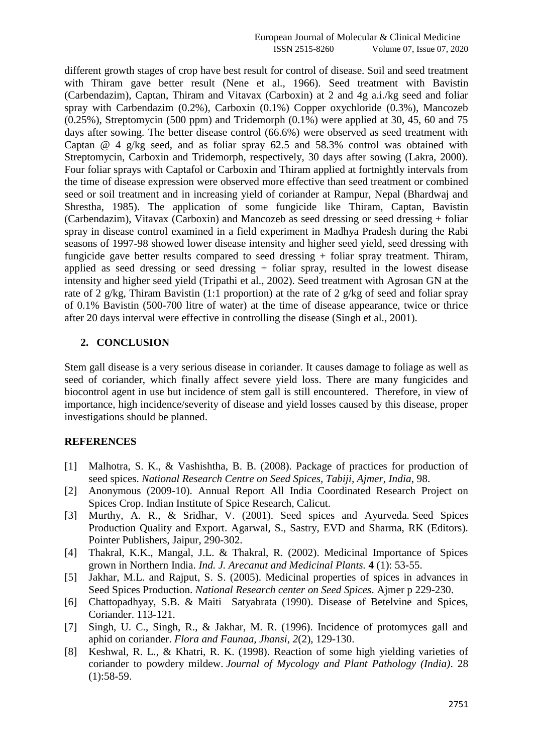different growth stages of crop have best result for control of disease. Soil and seed treatment with Thiram gave better result (Nene et al., 1966). Seed treatment with Bavistin (Carbendazim), Captan, Thiram and Vitavax (Carboxin) at 2 and 4g a.i./kg seed and foliar spray with Carbendazim (0.2%), Carboxin (0.1%) Copper oxychloride (0.3%), Mancozeb (0.25%), Streptomycin (500 ppm) and Tridemorph (0.1%) were applied at 30, 45, 60 and 75 days after sowing. The better disease control (66.6%) were observed as seed treatment with Captan @ 4 g/kg seed, and as foliar spray 62.5 and 58.3% control was obtained with Streptomycin, Carboxin and Tridemorph, respectively, 30 days after sowing (Lakra, 2000). Four foliar sprays with Captafol or Carboxin and Thiram applied at fortnightly intervals from the time of disease expression were observed more effective than seed treatment or combined seed or soil treatment and in increasing yield of coriander at Rampur, Nepal (Bhardwaj and Shrestha, 1985). The application of some fungicide like Thiram, Captan, Bavistin (Carbendazim), Vitavax (Carboxin) and Mancozeb as seed dressing or seed dressing + foliar spray in disease control examined in a field experiment in Madhya Pradesh during the Rabi seasons of 1997-98 showed lower disease intensity and higher seed yield, seed dressing with fungicide gave better results compared to seed dressing + foliar spray treatment. Thiram, applied as seed dressing or seed dressing + foliar spray, resulted in the lowest disease intensity and higher seed yield (Tripathi et al., 2002). Seed treatment with Agrosan GN at the rate of 2 g/kg, Thiram Bavistin (1:1 proportion) at the rate of 2 g/kg of seed and foliar spray of 0.1% Bavistin (500-700 litre of water) at the time of disease appearance, twice or thrice after 20 days interval were effective in controlling the disease (Singh et al., 2001).

## 2. CONCLUSION

Stem gall disease is a very serious disease in coriander. It causes damage to foliage as well as seed of coriander, which finally affect severe yield loss. There are many fungicides and biocontrol agent in use but incidence of stem gall is still encountered. Therefore, in view of importance, high incidence/severity of disease and yield losses caused by this disease, proper investigations should be planned.

## REFERENCES

[1] Malhotra, S. K., & Vashishtha, B. B. (2008). Package of practices for production of seed spices. *National Research Centre on Seed Spices, Tabiji, Ajmer, India*, 98.

[2] Anonymous (2009-10). Annual Report All India Coordinated Research Project on Spices Crop. Indian Institute of Spice Research, Calicut.

[3] Murthy, A. R., & Sridhar, V. (2001). Seed spices and Ayurveda. Seed Spices Production Quality and Export. Agarwal, S., Sastry, EVD and Sharma, RK (Editors). Pointer Publishers, Jaipur, 290-302.

[4] Thakral, K.K., Mangal, J.L. & Thakral, R. (2002). Medicinal Importance of Spices grown in Northern India. *Ind. J. Arecanut and Medicinal Plants.* **4** (1): 53-55.

[5] Jakhar, M.L. and Rajput, S. S. (2005). Medicinal properties of spices in advances in Seed Spices Production. *National Research center on Seed Spices*. Ajmer p 229-230.

[6] Chattopadhyay, S.B. & Maiti Satyabrata (1990). Disease of Betelvine and Spices, Coriander. 113-121.

[7] Singh, U. C., Singh, R., & Jakhar, M. R. (1996). Incidence of protomyces gall and aphid on coriander. *Flora and Faunaa, Jhansi*, *2*(2), 129-130.

[8] Keshwal, R. L., & Khatri, R. K. (1998). Reaction of some high yielding varieties of coriander to powdery mildew. *Journal of Mycology and Plant Pathology (India)*. 28 (1):58-59.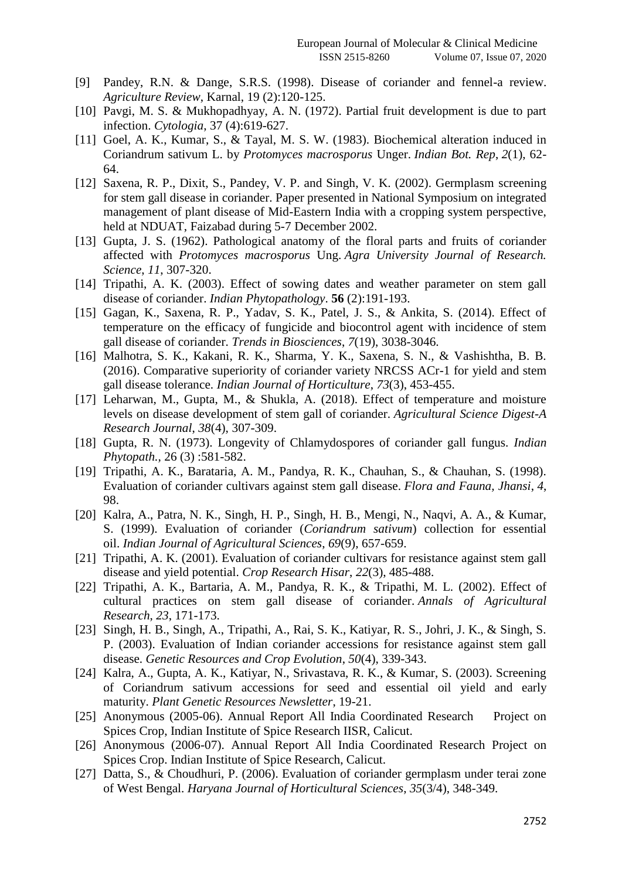[9] Pandey, R.N. & Dange, S.R.S. (1998). Disease of coriander and fennel-a review. *Agriculture Review*, Karnal, 19 (2):120-125.

[10] Pavgi, M. S. & Mukhopadhyay, A. N. (1972). Partial fruit development is due to part infection. *Cytologia*, 37 (4):619-627.

[11] Goel, A. K., Kumar, S., & Tayal, M. S. W. (1983). Biochemical alteration induced in Coriandrum sativum L. by *Protomyces macrosporus* Unger. *Indian Bot. Rep*, *2*(1), 62-64.

[12] Saxena, R. P., Dixit, S., Pandey, V. P. and Singh, V. K. (2002). Germplasm screening for stem gall disease in coriander. Paper presented in National Symposium on integrated management of plant disease of Mid-Eastern India with a cropping system perspective, held at NDUAT, Faizabad during 5-7 December 2002.

[13] Gupta, J. S. (1962). Pathological anatomy of the floral parts and fruits of coriander affected with *Protomyces macrosporus* Ung. *Agra University Journal of Research. Science*, *11*, 307-320.

[14] Tripathi, A. K. (2003). Effect of sowing dates and weather parameter on stem gall disease of coriander. *Indian Phytopathology*. **56** (2):191-193.

[15] Gagan, K., Saxena, R. P., Yadav, S. K., Patel, J. S., & Ankita, S. (2014). Effect of temperature on the efficacy of fungicide and biocontrol agent with incidence of stem gall disease of coriander. *Trends in Biosciences*, *7*(19), 3038-3046.

[16] Malhotra, S. K., Kakani, R. K., Sharma, Y. K., Saxena, S. N., & Vashishtha, B. B. (2016). Comparative superiority of coriander variety NRCSS ACr-1 for yield and stem gall disease tolerance. *Indian Journal of Horticulture*, *73*(3), 453-455.

[17] Leharwan, M., Gupta, M., & Shukla, A. (2018). Effect of temperature and moisture levels on disease development of stem gall of coriander. *Agricultural Science Digest-A Research Journal*, *38*(4), 307-309.

[18] Gupta, R. N. (1973). Longevity of Chlamydospores of coriander gall fungus. *Indian Phytopath.*, 26 (3) :581-582.

[19] Tripathi, A. K., Barataria, A. M., Pandya, R. K., Chauhan, S., & Chauhan, S. (1998). Evaluation of coriander cultivars against stem gall disease. *Flora and Fauna, Jhansi*, *4*, 98.

[20] Kalra, A., Patra, N. K., Singh, H. P., Singh, H. B., Mengi, N., Naqvi, A. A., & Kumar, S. (1999). Evaluation of coriander (*Coriandrum sativum*) collection for essential oil. *Indian Journal of Agricultural Sciences*, *69*(9), 657-659.

[21] Tripathi, A. K. (2001). Evaluation of coriander cultivars for resistance against stem gall disease and yield potential. *Crop Research Hisar*, *22*(3), 485-488.

[22] Tripathi, A. K., Bartaria, A. M., Pandya, R. K., & Tripathi, M. L. (2002). Effect of cultural practices on stem gall disease of coriander. *Annals of Agricultural Research*, *23*, 171-173.

[23] Singh, H. B., Singh, A., Tripathi, A., Rai, S. K., Katiyar, R. S., Johri, J. K., & Singh, S. P. (2003). Evaluation of Indian coriander accessions for resistance against stem gall disease. *Genetic Resources and Crop Evolution*, *50*(4), 339-343.

[24] Kalra, A., Gupta, A. K., Katiyar, N., Srivastava, R. K., & Kumar, S. (2003). Screening of Coriandrum sativum accessions for seed and essential oil yield and early maturity. *Plant Genetic Resources Newsletter*, 19-21.

[25] Anonymous (2005-06). Annual Report All India Coordinated Research Project on Spices Crop, Indian Institute of Spice Research IISR, Calicut.

[26] Anonymous (2006-07). Annual Report All India Coordinated Research Project on Spices Crop. Indian Institute of Spice Research, Calicut.

[27] Datta, S., & Choudhuri, P. (2006). Evaluation of coriander germplasm under terai zone of West Bengal. *Haryana Journal of Horticultural Sciences*, *35*(3/4), 348-349.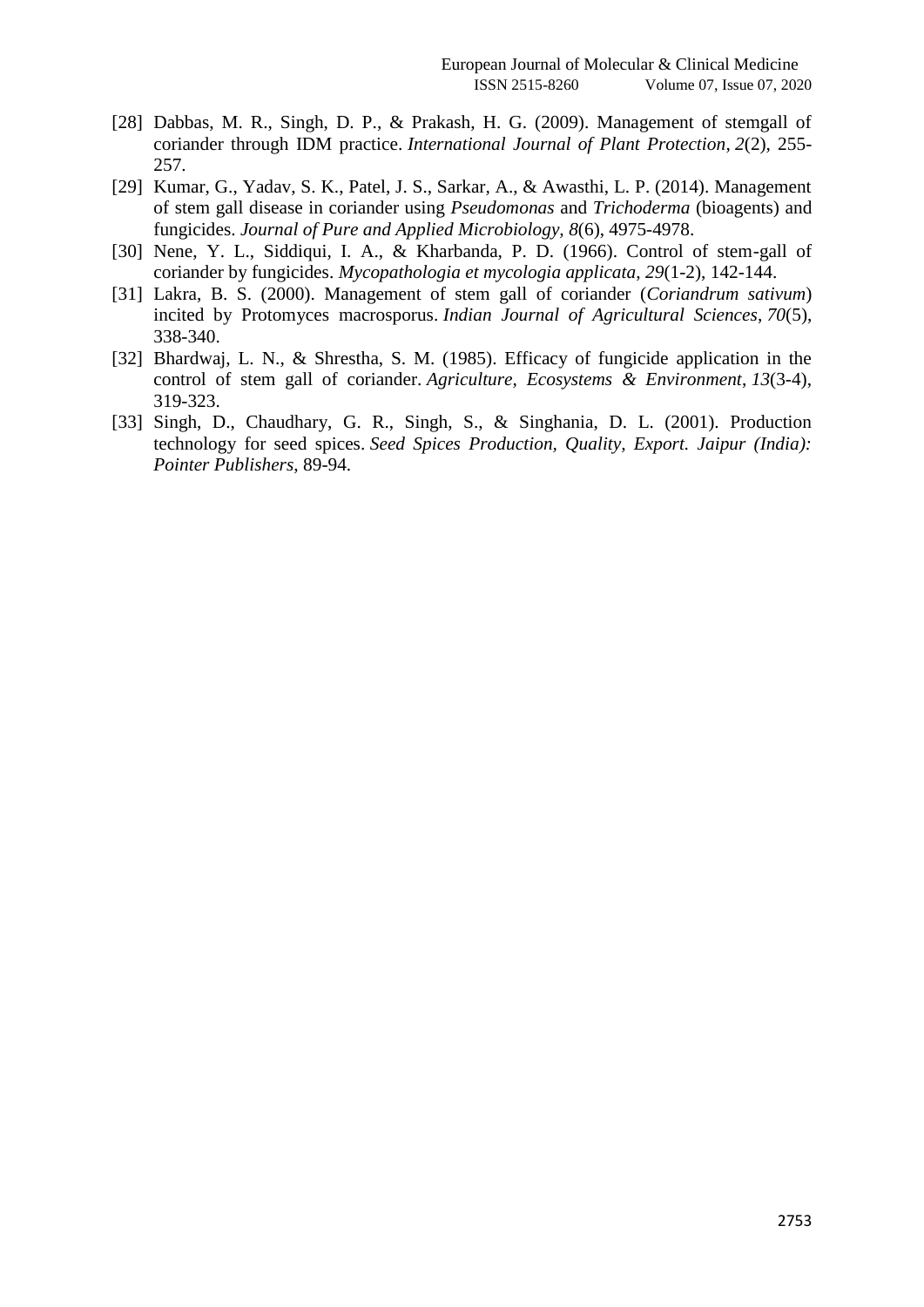[28] Dabbas, M. R., Singh, D. P., & Prakash, H. G. (2009). Management of stemgall of coriander through IDM practice. *International Journal of Plant Protection*, *2*(2), 255-257.

[29] Kumar, G., Yadav, S. K., Patel, J. S., Sarkar, A., & Awasthi, L. P. (2014). Management of stem gall disease in coriander using *Pseudomonas* and *Trichoderma* (bioagents) and fungicides. *Journal of Pure and Applied Microbiology*, *8*(6), 4975-4978.

[30] Nene, Y. L., Siddiqui, I. A., & Kharbanda, P. D. (1966). Control of stem-gall of coriander by fungicides. *Mycopathologia et mycologia applicata*, *29*(1-2), 142-144.

[31] Lakra, B. S. (2000). Management of stem gall of coriander (*Coriandrum sativum*) incited by Protomyces macrosporus. *Indian Journal of Agricultural Sciences*, *70*(5), 338-340.

[32] Bhardwaj, L. N., & Shrestha, S. M. (1985). Efficacy of fungicide application in the control of stem gall of coriander. *Agriculture, Ecosystems & Environment*, *13*(3-4), 319-323.

[33] Singh, D., Chaudhary, G. R., Singh, S., & Singhania, D. L. (2001). Production technology for seed spices. *Seed Spices Production, Quality, Export. Jaipur (India): Pointer Publishers*, 89-94.